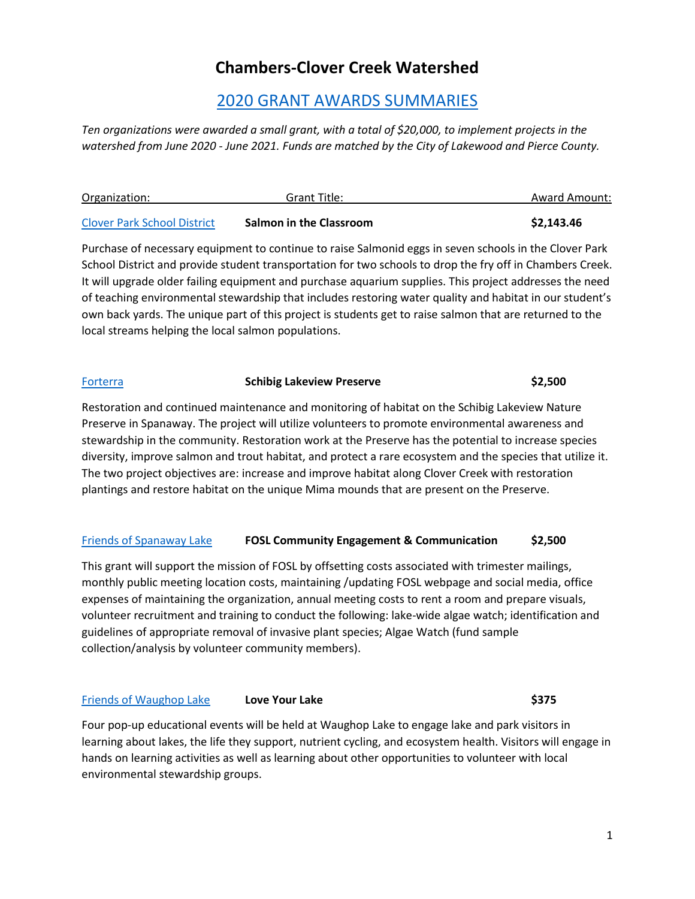# Chambers-Clover Creek Watershed

## 2020 GRANT AWARDS SUMMARIES

*Ten organizations were awarded a small grant, with a total of $20,000, to implement projects in the watershed from June 2020 - June 2021. Funds are matched by the City of Lakewood and Pierce County.*

| Organization: | Grant Title: | Award Amount: |
|---|---|---|
| Clover Park School District | **Salmon in the Classroom** | **$2,143.46** |

Purchase of necessary equipment to continue to raise Salmonid eggs in seven schools in the Clover Park School District and provide student transportation for two schools to drop the fry off in Chambers Creek. It will upgrade older failing equipment and purchase aquarium supplies. This project addresses the need of teaching environmental stewardship that includes restoring water quality and habitat in our student's own back yards. The unique part of this project is students get to raise salmon that are returned to the local streams helping the local salmon populations.

| | | |
|---|---|---|
| Forterra | **Schibig Lakeview Preserve** | **$2,500** |

Restoration and continued maintenance and monitoring of habitat on the Schibig Lakeview Nature Preserve in Spanaway. The project will utilize volunteers to promote environmental awareness and stewardship in the community. Restoration work at the Preserve has the potential to increase species diversity, improve salmon and trout habitat, and protect a rare ecosystem and the species that utilize it. The two project objectives are: increase and improve habitat along Clover Creek with restoration plantings and restore habitat on the unique Mima mounds that are present on the Preserve.

| | | |
|---|---|---|
| Friends of Spanaway Lake | **FOSL Community Engagement & Communication** | **$2,500** |

This grant will support the mission of FOSL by offsetting costs associated with trimester mailings, monthly public meeting location costs, maintaining /updating FOSL webpage and social media, office expenses of maintaining the organization, annual meeting costs to rent a room and prepare visuals, volunteer recruitment and training to conduct the following: lake-wide algae watch; identification and guidelines of appropriate removal of invasive plant species; Algae Watch (fund sample collection/analysis by volunteer community members).

| | | |
|---|---|---|
| Friends of Waughop Lake | **Love Your Lake** | **$375** |

Four pop-up educational events will be held at Waughop Lake to engage lake and park visitors in learning about lakes, the life they support, nutrient cycling, and ecosystem health. Visitors will engage in hands on learning activities as well as learning about other opportunities to volunteer with local environmental stewardship groups.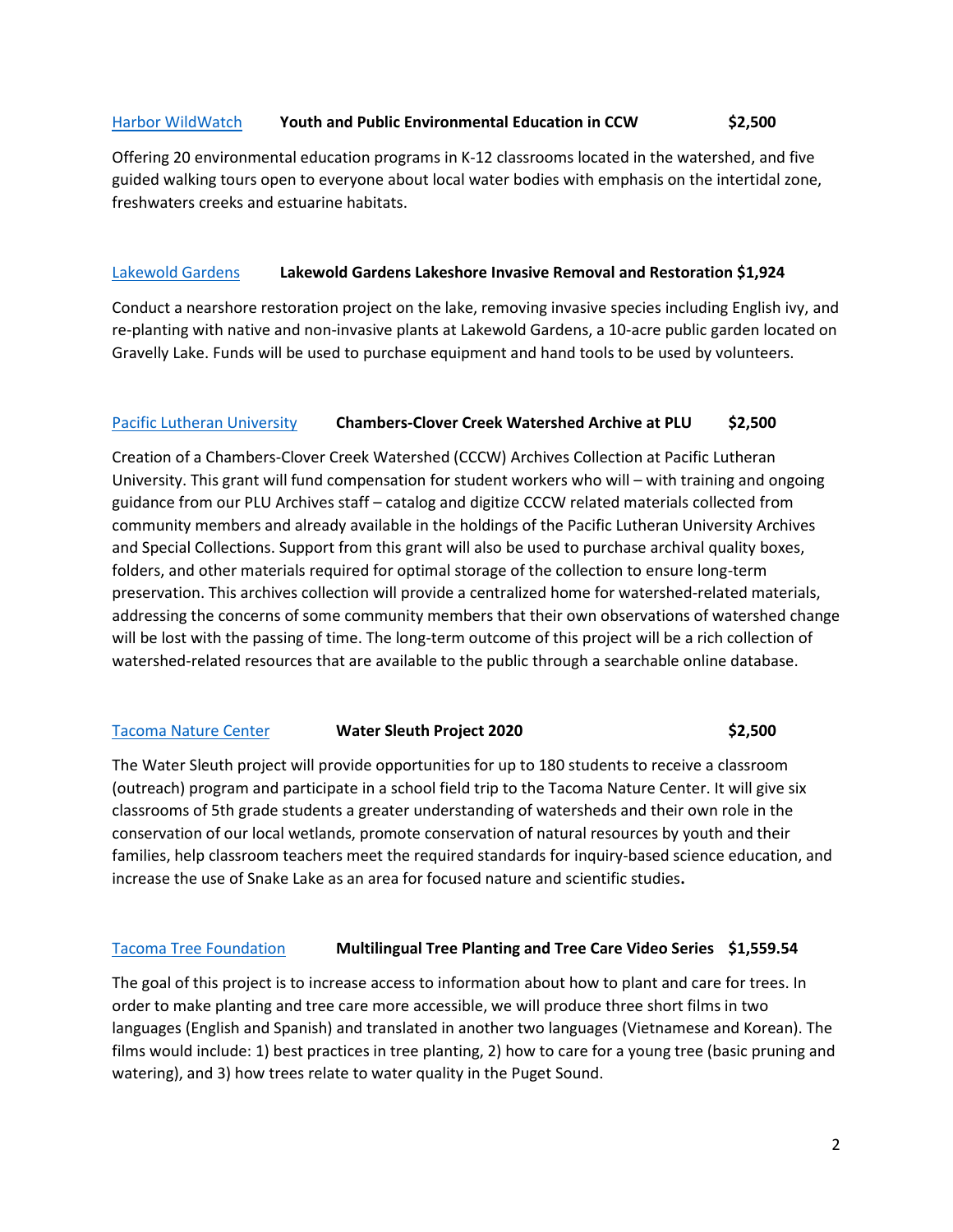Harbor WildWatch **Youth and Public Environmental Education in CCW** **$2,500**

Offering 20 environmental education programs in K-12 classrooms located in the watershed, and five guided walking tours open to everyone about local water bodies with emphasis on the intertidal zone, freshwaters creeks and estuarine habitats.

Lakewold Gardens **Lakewold Gardens Lakeshore Invasive Removal and Restoration $1,924**

Conduct a nearshore restoration project on the lake, removing invasive species including English ivy, and re-planting with native and non-invasive plants at Lakewold Gardens, a 10-acre public garden located on Gravelly Lake. Funds will be used to purchase equipment and hand tools to be used by volunteers.

Pacific Lutheran University **Chambers-Clover Creek Watershed Archive at PLU** **$2,500**

Creation of a Chambers-Clover Creek Watershed (CCCW) Archives Collection at Pacific Lutheran University. This grant will fund compensation for student workers who will – with training and ongoing guidance from our PLU Archives staff – catalog and digitize CCCW related materials collected from community members and already available in the holdings of the Pacific Lutheran University Archives and Special Collections. Support from this grant will also be used to purchase archival quality boxes, folders, and other materials required for optimal storage of the collection to ensure long-term preservation. This archives collection will provide a centralized home for watershed-related materials, addressing the concerns of some community members that their own observations of watershed change will be lost with the passing of time. The long-term outcome of this project will be a rich collection of watershed-related resources that are available to the public through a searchable online database.

Tacoma Nature Center **Water Sleuth Project 2020** **$2,500**

The Water Sleuth project will provide opportunities for up to 180 students to receive a classroom (outreach) program and participate in a school field trip to the Tacoma Nature Center. It will give six classrooms of 5th grade students a greater understanding of watersheds and their own role in the conservation of our local wetlands, promote conservation of natural resources by youth and their families, help classroom teachers meet the required standards for inquiry-based science education, and increase the use of Snake Lake as an area for focused nature and scientific studies**.**

Tacoma Tree Foundation **Multilingual Tree Planting and Tree Care Video Series** **$1,559.54**

The goal of this project is to increase access to information about how to plant and care for trees. In order to make planting and tree care more accessible, we will produce three short films in two languages (English and Spanish) and translated in another two languages (Vietnamese and Korean). The films would include: 1) best practices in tree planting, 2) how to care for a young tree (basic pruning and watering), and 3) how trees relate to water quality in the Puget Sound.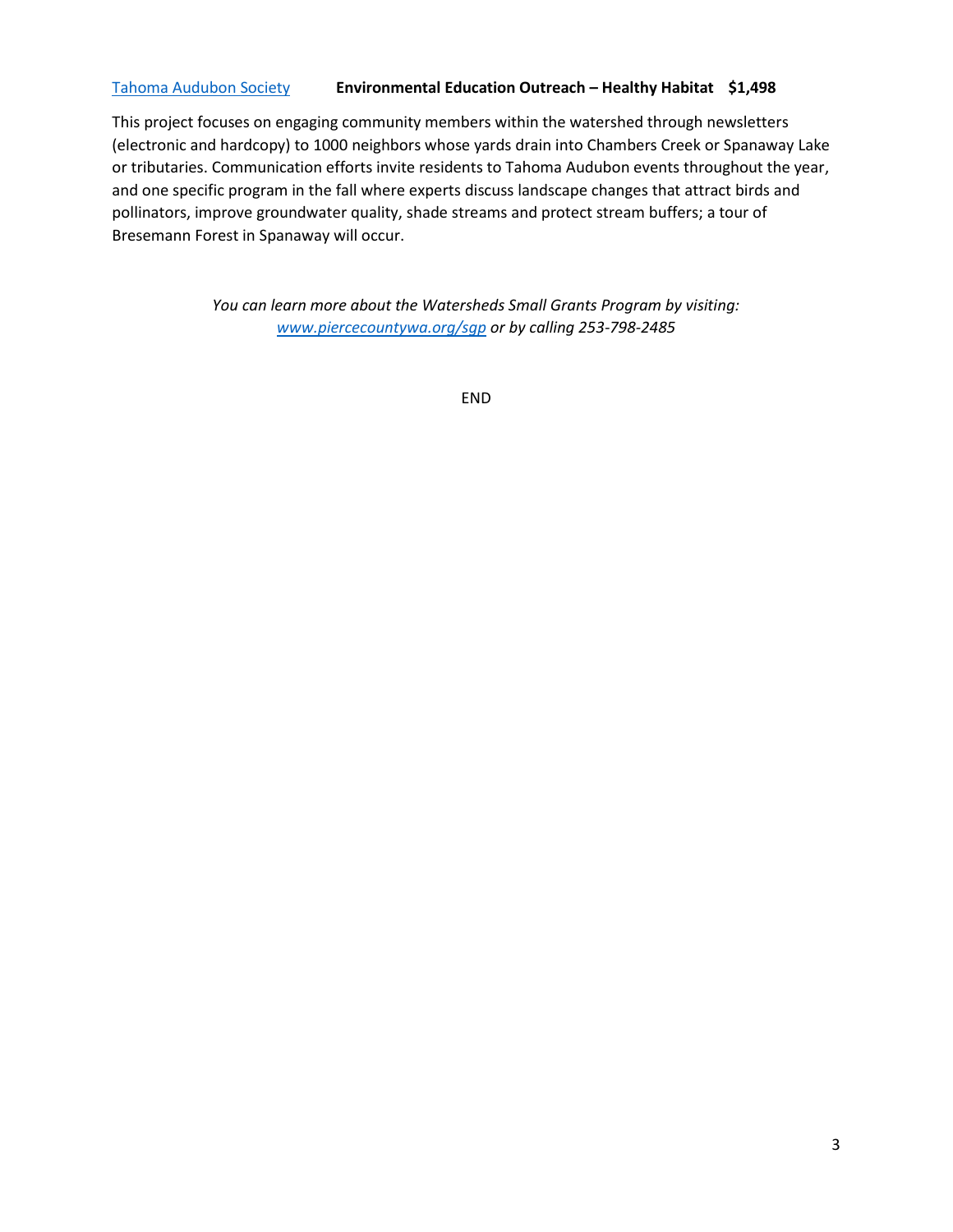[Tahoma Audubon Society](#) **Environmental Education Outreach – Healthy Habitat $1,498**

This project focuses on engaging community members within the watershed through newsletters (electronic and hardcopy) to 1000 neighbors whose yards drain into Chambers Creek or Spanaway Lake or tributaries. Communication efforts invite residents to Tahoma Audubon events throughout the year, and one specific program in the fall where experts discuss landscape changes that attract birds and pollinators, improve groundwater quality, shade streams and protect stream buffers; a tour of Bresemann Forest in Spanaway will occur.

*You can learn more about the Watersheds Small Grants Program by visiting: [www.piercecountywa.org/sgp](http://www.piercecountywa.org/sgp) or by calling 253-798-2485*

END